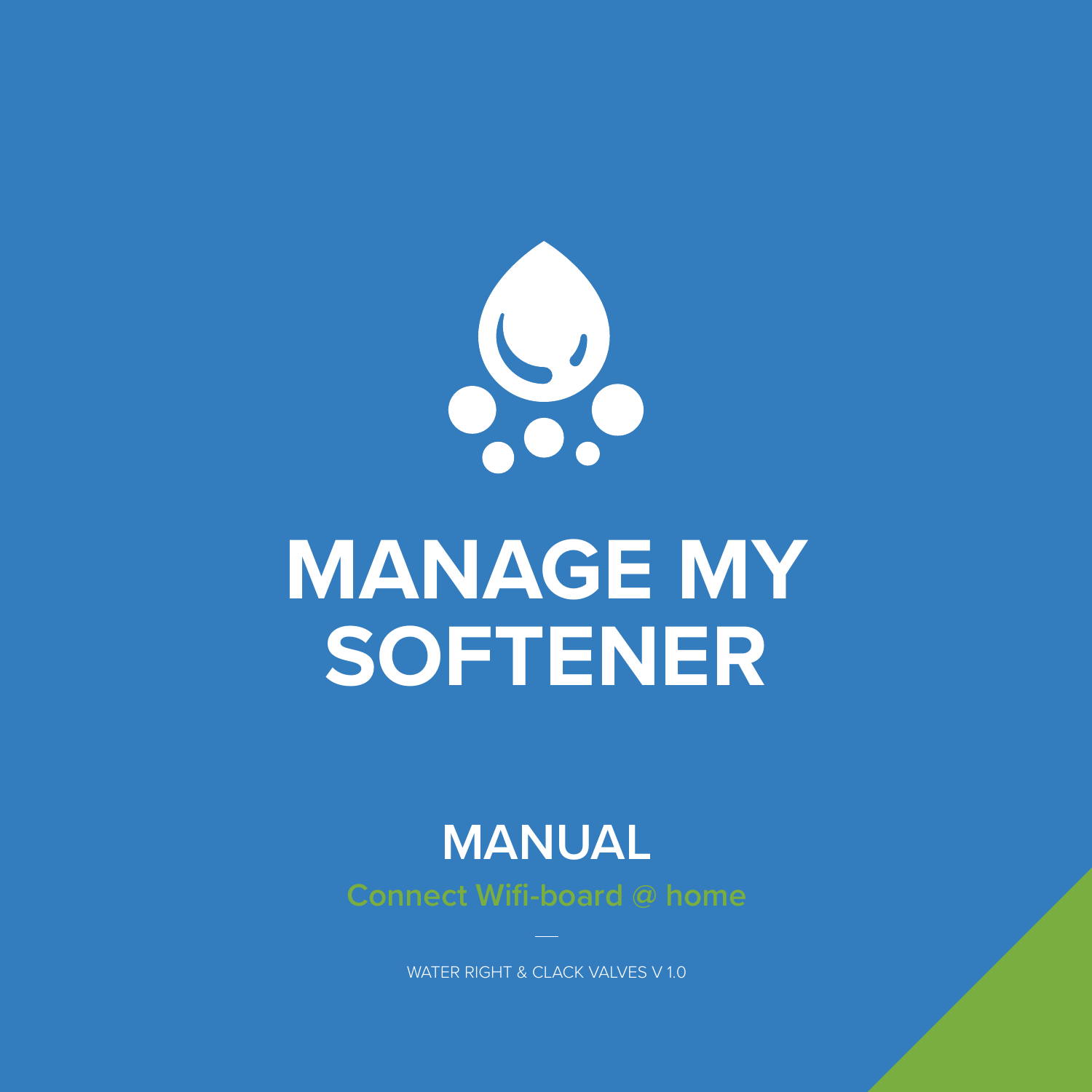# MANAGE MY SOFTENER

## MANUAL

**Connect Wifi-board @ home**

WATER RIGHT & CLACK VALVES V 1.0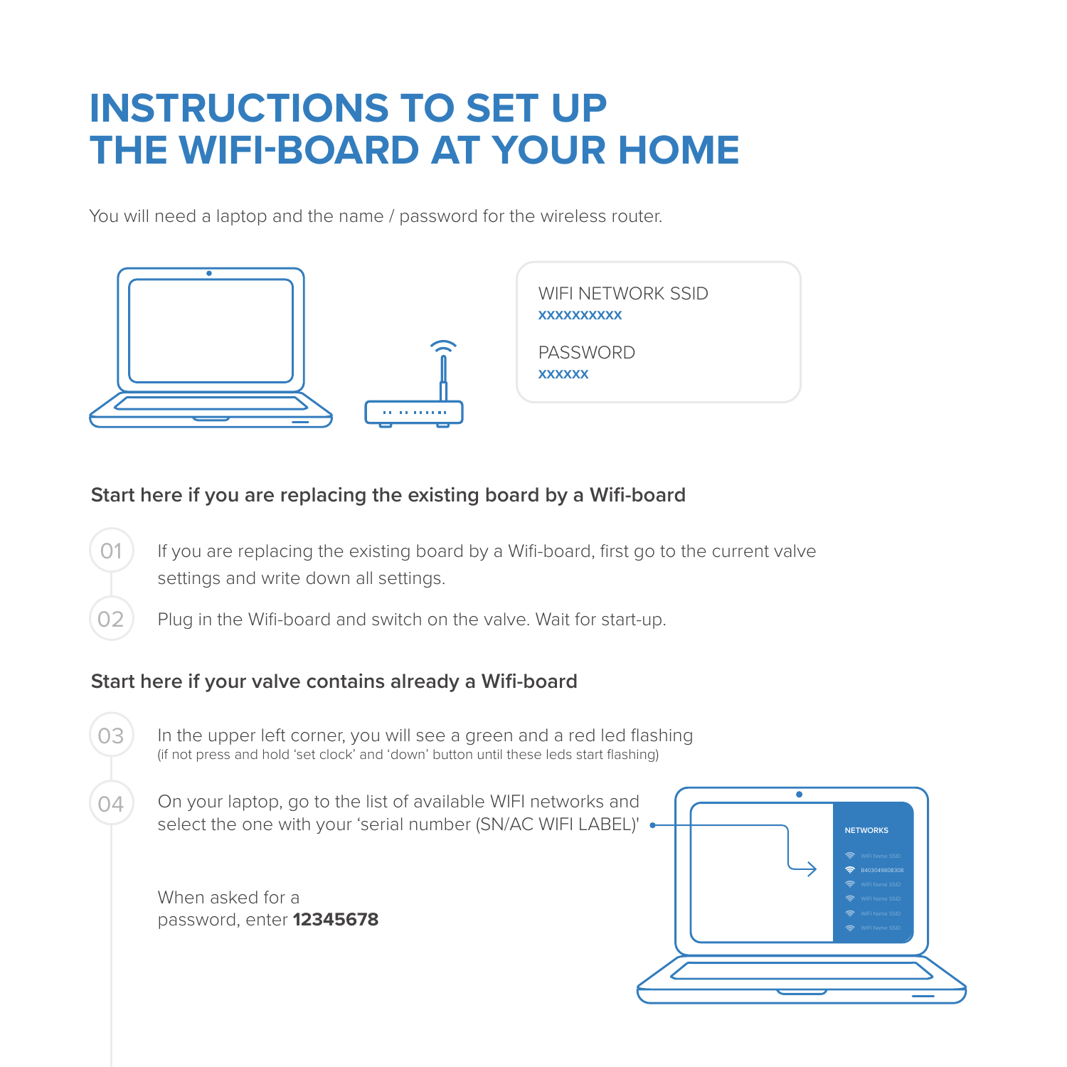# INSTRUCTIONS TO SET UP THE WIFI-BOARD AT YOUR HOME

You will need a laptop and the name / password for the wireless router.

WIFI NETWORK SSID
xxxxxxxxxx

PASSWORD
xxxxxx

### Start here if you are replacing the existing board by a Wifi-board

01 If you are replacing the existing board by a Wifi-board, first go to the current valve settings and write down all settings.

02 Plug in the Wifi-board and switch on the valve. Wait for start-up.

### Start here if your valve contains already a Wifi-board

03 In the upper left corner, you will see a green and a red led flashing
(if not press and hold 'set clock' and 'down' button until these leds start flashing)

04 On your laptop, go to the list of available WIFI networks and select the one with your 'serial number (SN/AC WIFI LABEL)'

When asked for a password, enter **12345678**

NETWORKS
WIFI Name SSID
B403049808308
WIFI Name SSID
WIFI Name SSID
WIFI Name SSID
WIFI Name SSID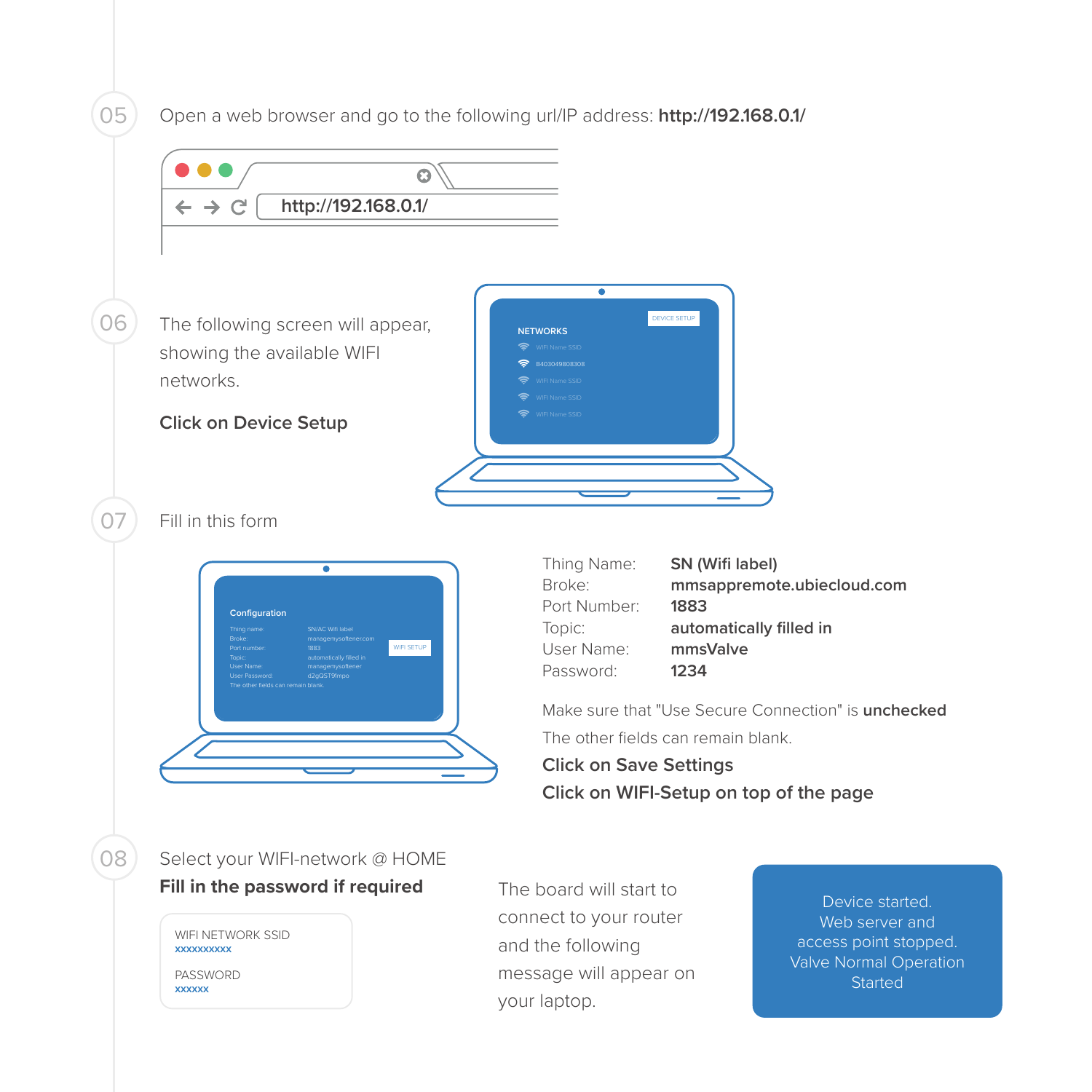05 Open a web browser and go to the following url/IP address: **http://192.168.0.1/**

http://192.168.0.1/

06 The following screen will appear, showing the available WIFI networks.

**Click on Device Setup**

DEVICE SETUP

NETWORKS

- WIFI Name SSID
- B403049808308
- WIFI Name SSID
- WIFI Name SSID
- WIFI Name SSID

07 Fill in this form

Configuration

Thing name: SN/AC Wifi label
Broke: managemysoftener.com
Port number: 1883
Topic: automatically filled in
User Name: managemysoftener
User Password: d2gQST9fmpo
The other fields can remain blank.

WIFI SETUP

| | |
|---|---|
| Thing Name: | **SN (Wifi label)** |
| Broke: | **mmsappremote.ubiecloud.com** |
| Port Number: | **1883** |
| Topic: | **automatically filled in** |
| User Name: | **mmsValve** |
| Password: | **1234** |

Make sure that "Use Secure Connection" is **unchecked**

The other fields can remain blank.

**Click on Save Settings**

**Click on WIFI-Setup on top of the page**

08 Select your WIFI-network @ HOME

**Fill in the password if required**

WIFI NETWORK SSID
xxxxxxxxxx

PASSWORD
xxxxxx

The board will start to connect to your router and the following message will appear on your laptop.

Device started.
Web server and access point stopped.
Valve Normal Operation Started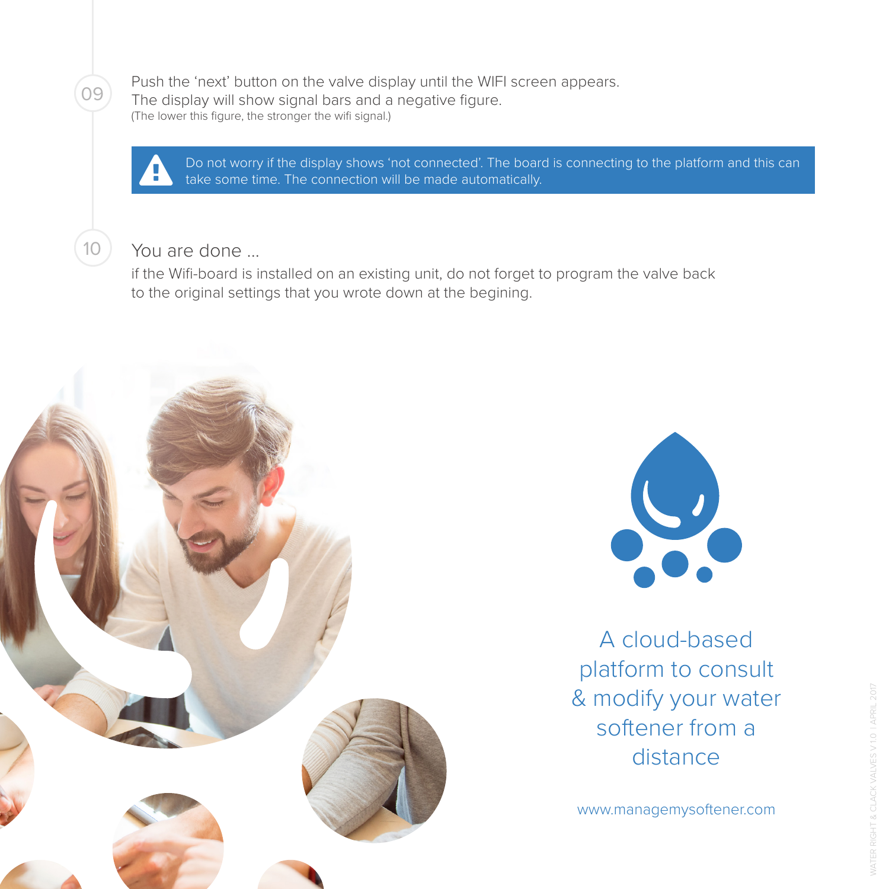09

Push the 'next' button on the valve display until the WIFI screen appears.
The display will show signal bars and a negative figure.
(The lower this figure, the stronger the wifi signal.)

> Do not worry if the display shows 'not connected'. The board is connecting to the platform and this can take some time. The connection will be made automatically.

10

You are done ...

if the Wifi-board is installed on an existing unit, do not forget to program the valve back to the original settings that you wrote down at the begining.

A cloud-based platform to consult & modify your water softener from a distance

www.managemysoftener.com